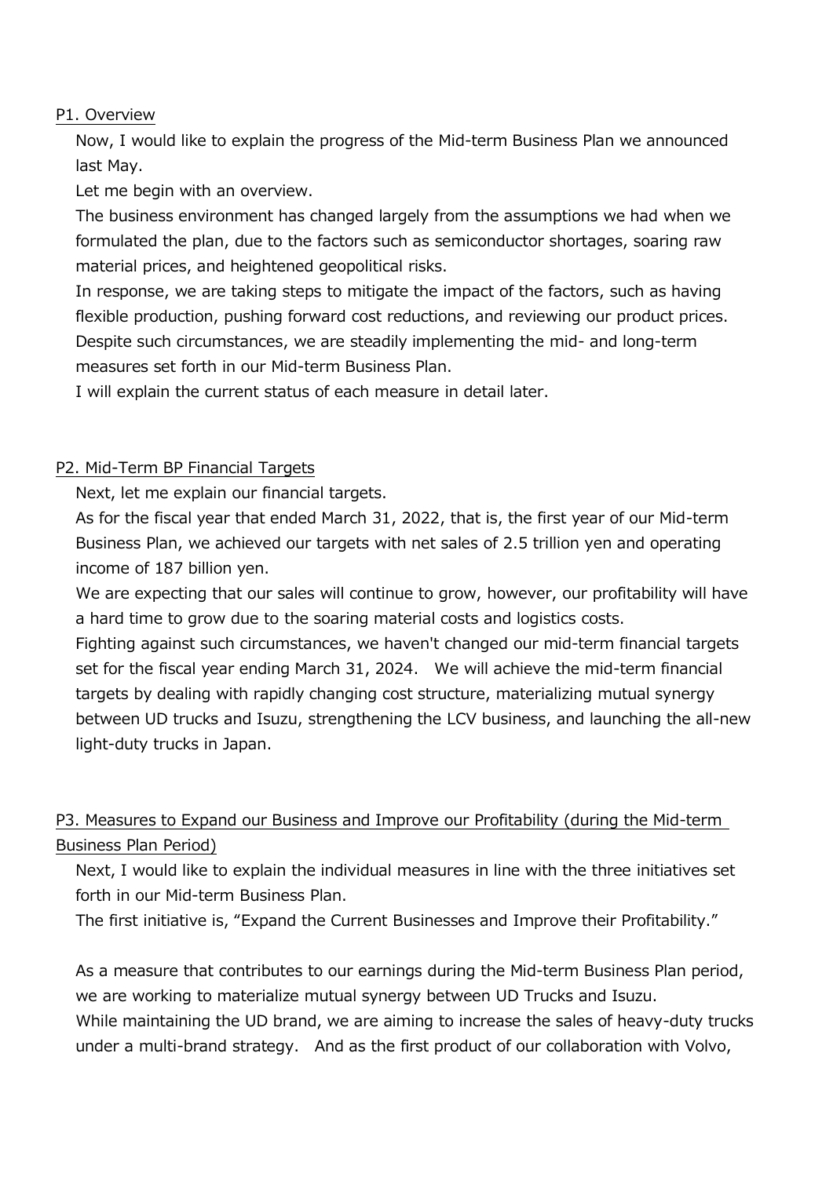## P1. Overview

Now, I would like to explain the progress of the Mid-term Business Plan we announced last May.

Let me begin with an overview.

The business environment has changed largely from the assumptions we had when we formulated the plan, due to the factors such as semiconductor shortages, soaring raw material prices, and heightened geopolitical risks.

In response, we are taking steps to mitigate the impact of the factors, such as having flexible production, pushing forward cost reductions, and reviewing our product prices.

Despite such circumstances, we are steadily implementing the mid- and long-term measures set forth in our Mid-term Business Plan.

I will explain the current status of each measure in detail later.

## P2. Mid-Term BP Financial Targets

Next, let me explain our financial targets.

As for the fiscal year that ended March 31, 2022, that is, the first year of our Mid-term Business Plan, we achieved our targets with net sales of 2.5 trillion yen and operating income of 187 billion yen.

We are expecting that our sales will continue to grow, however, our profitability will have a hard time to grow due to the soaring material costs and logistics costs.

Fighting against such circumstances, we haven't changed our mid-term financial targets set for the fiscal year ending March 31, 2024. We will achieve the mid-term financial targets by dealing with rapidly changing cost structure, materializing mutual synergy between UD trucks and Isuzu, strengthening the LCV business, and launching the all-new light-duty trucks in Japan.

## P3. Measures to Expand our Business and Improve our Profitability (during the Mid-term Business Plan Period)

Next, I would like to explain the individual measures in line with the three initiatives set forth in our Mid-term Business Plan.

The first initiative is, “Expand the Current Businesses and Improve their Profitability.”

As a measure that contributes to our earnings during the Mid-term Business Plan period, we are working to materialize mutual synergy between UD Trucks and Isuzu.

While maintaining the UD brand, we are aiming to increase the sales of heavy-duty trucks under a multi-brand strategy. And as the first product of our collaboration with Volvo,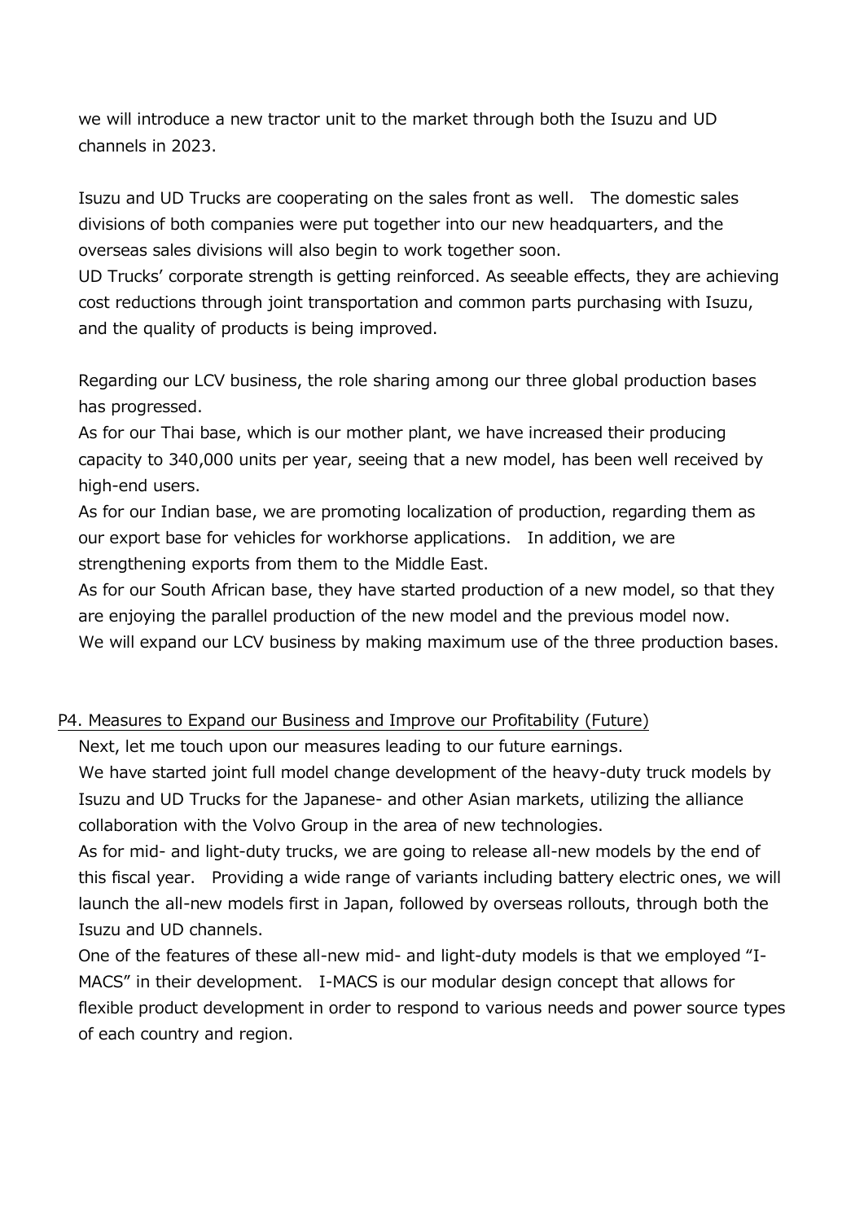we will introduce a new tractor unit to the market through both the Isuzu and UD channels in 2023.

Isuzu and UD Trucks are cooperating on the sales front as well. The domestic sales divisions of both companies were put together into our new headquarters, and the overseas sales divisions will also begin to work together soon.
UD Trucks' corporate strength is getting reinforced. As seeable effects, they are achieving cost reductions through joint transportation and common parts purchasing with Isuzu, and the quality of products is being improved.

Regarding our LCV business, the role sharing among our three global production bases has progressed.
As for our Thai base, which is our mother plant, we have increased their producing capacity to 340,000 units per year, seeing that a new model, has been well received by high-end users.
As for our Indian base, we are promoting localization of production, regarding them as our export base for vehicles for workhorse applications. In addition, we are strengthening exports from them to the Middle East.
As for our South African base, they have started production of a new model, so that they are enjoying the parallel production of the new model and the previous model now.
We will expand our LCV business by making maximum use of the three production bases.

## P4. Measures to Expand our Business and Improve our Profitability (Future)

Next, let me touch upon our measures leading to our future earnings.
We have started joint full model change development of the heavy-duty truck models by Isuzu and UD Trucks for the Japanese- and other Asian markets, utilizing the alliance collaboration with the Volvo Group in the area of new technologies.
As for mid- and light-duty trucks, we are going to release all-new models by the end of this fiscal year. Providing a wide range of variants including battery electric ones, we will launch the all-new models first in Japan, followed by overseas rollouts, through both the Isuzu and UD channels.
One of the features of these all-new mid- and light-duty models is that we employed "I-MACS" in their development. I-MACS is our modular design concept that allows for flexible product development in order to respond to various needs and power source types of each country and region.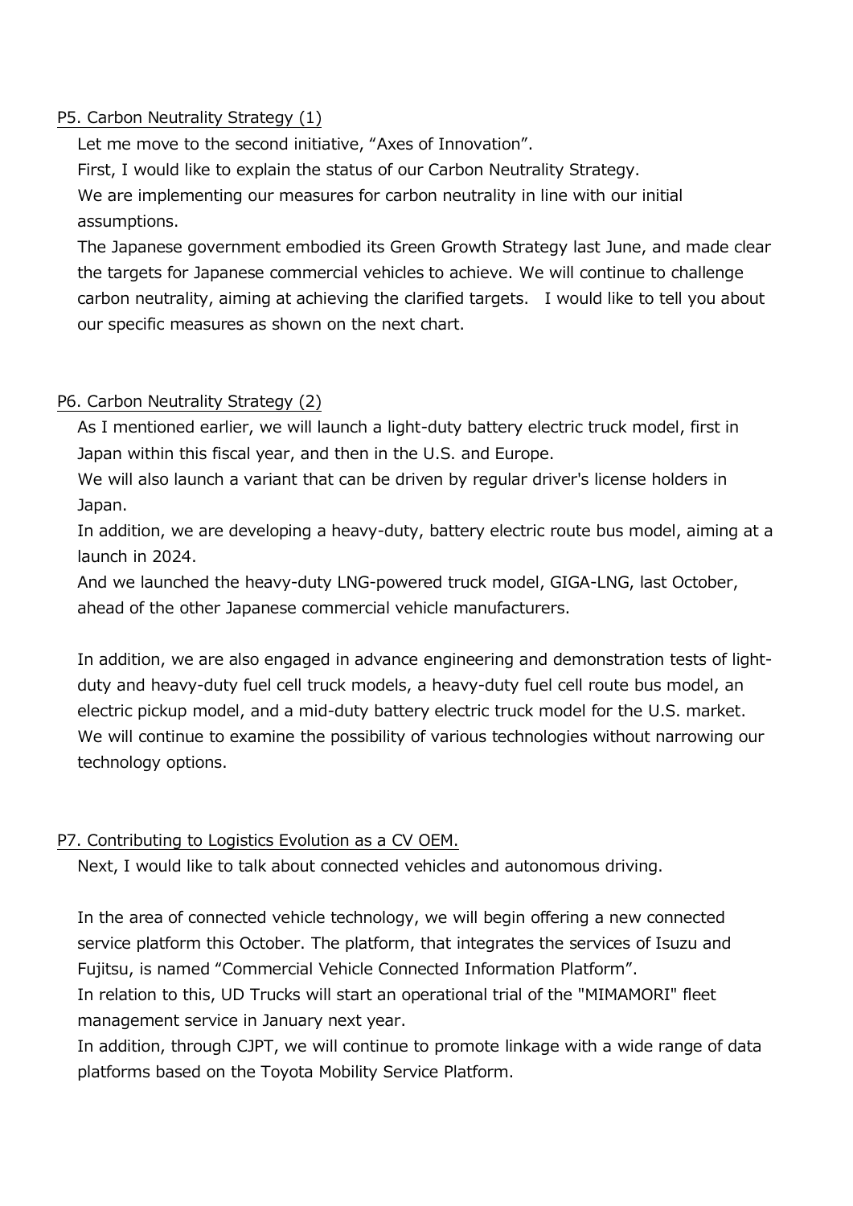## P5. Carbon Neutrality Strategy (1)

Let me move to the second initiative, "Axes of Innovation".

First, I would like to explain the status of our Carbon Neutrality Strategy.

We are implementing our measures for carbon neutrality in line with our initial assumptions.

The Japanese government embodied its Green Growth Strategy last June, and made clear the targets for Japanese commercial vehicles to achieve. We will continue to challenge carbon neutrality, aiming at achieving the clarified targets. I would like to tell you about our specific measures as shown on the next chart.

## P6. Carbon Neutrality Strategy (2)

As I mentioned earlier, we will launch a light-duty battery electric truck model, first in Japan within this fiscal year, and then in the U.S. and Europe.

We will also launch a variant that can be driven by regular driver's license holders in Japan.

In addition, we are developing a heavy-duty, battery electric route bus model, aiming at a launch in 2024.

And we launched the heavy-duty LNG-powered truck model, GIGA-LNG, last October, ahead of the other Japanese commercial vehicle manufacturers.

In addition, we are also engaged in advance engineering and demonstration tests of light-duty and heavy-duty fuel cell truck models, a heavy-duty fuel cell route bus model, an electric pickup model, and a mid-duty battery electric truck model for the U.S. market. We will continue to examine the possibility of various technologies without narrowing our technology options.

## P7. Contributing to Logistics Evolution as a CV OEM.

Next, I would like to talk about connected vehicles and autonomous driving.

In the area of connected vehicle technology, we will begin offering a new connected service platform this October. The platform, that integrates the services of Isuzu and Fujitsu, is named "Commercial Vehicle Connected Information Platform".

In relation to this, UD Trucks will start an operational trial of the "MIMAMORI" fleet management service in January next year.

In addition, through CJPT, we will continue to promote linkage with a wide range of data platforms based on the Toyota Mobility Service Platform.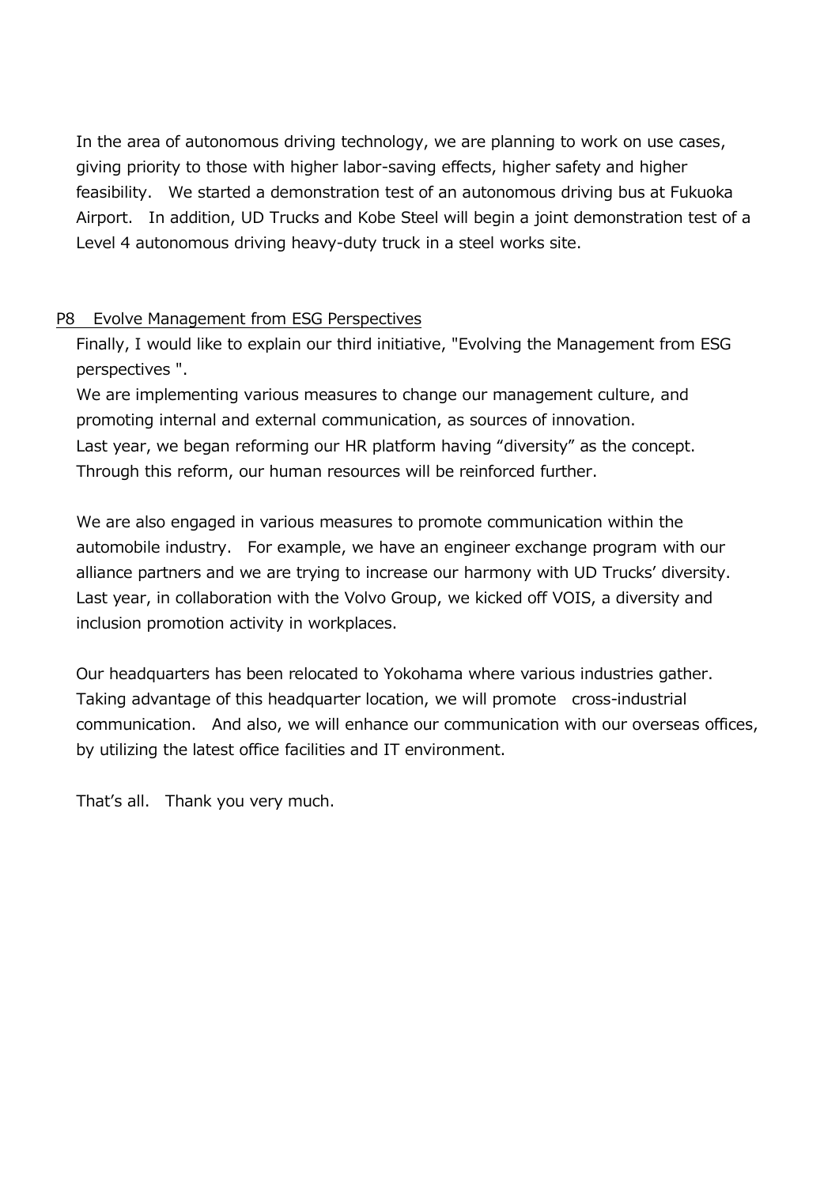In the area of autonomous driving technology, we are planning to work on use cases, giving priority to those with higher labor-saving effects, higher safety and higher feasibility. We started a demonstration test of an autonomous driving bus at Fukuoka Airport. In addition, UD Trucks and Kobe Steel will begin a joint demonstration test of a Level 4 autonomous driving heavy-duty truck in a steel works site.

## P8 Evolve Management from ESG Perspectives

Finally, I would like to explain our third initiative, "Evolving the Management from ESG perspectives ".
We are implementing various measures to change our management culture, and promoting internal and external communication, as sources of innovation.
Last year, we began reforming our HR platform having "diversity" as the concept.
Through this reform, our human resources will be reinforced further.

We are also engaged in various measures to promote communication within the automobile industry. For example, we have an engineer exchange program with our alliance partners and we are trying to increase our harmony with UD Trucks' diversity.
Last year, in collaboration with the Volvo Group, we kicked off VOIS, a diversity and inclusion promotion activity in workplaces.

Our headquarters has been relocated to Yokohama where various industries gather.
Taking advantage of this headquarter location, we will promote cross-industrial communication. And also, we will enhance our communication with our overseas offices, by utilizing the latest office facilities and IT environment.

That's all. Thank you very much.